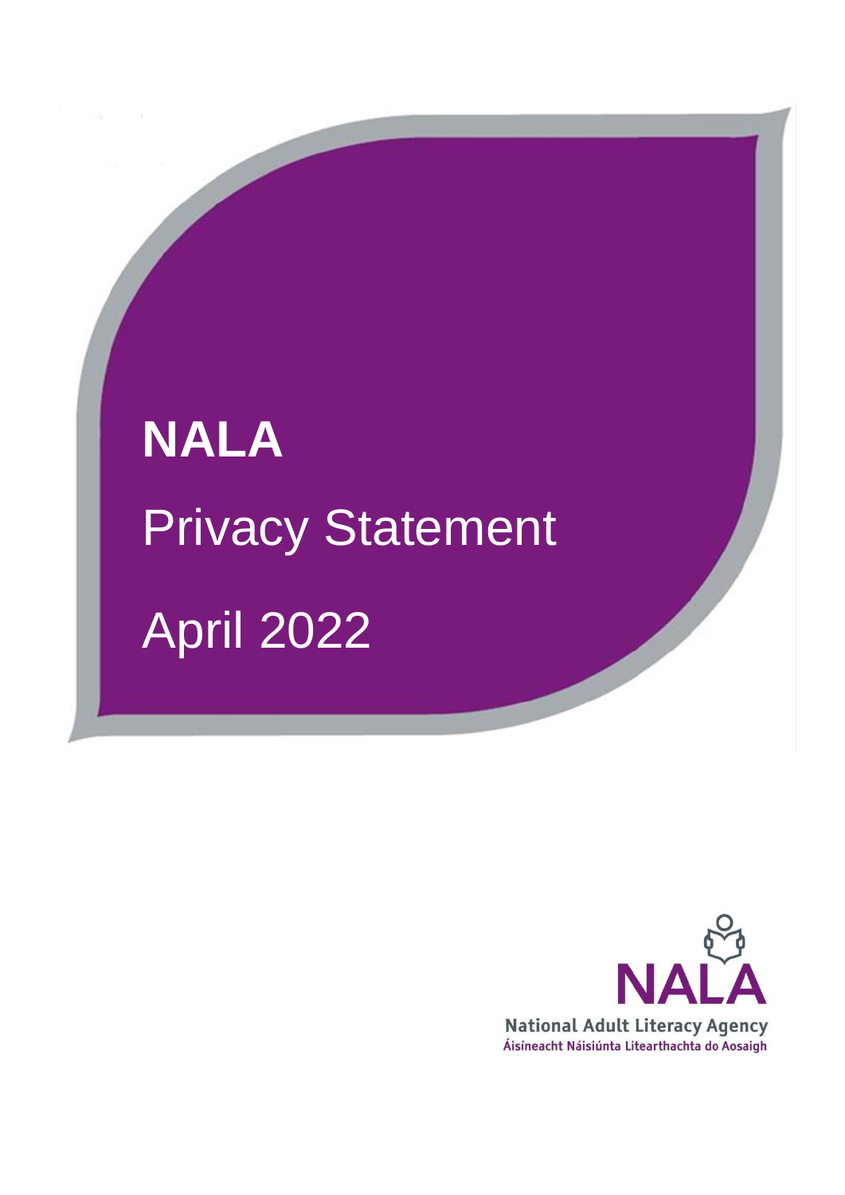# NALA

## Privacy Statement

## April 2022

NALA

National Adult Literacy Agency

Áisíneacht Náisiúnta Litearthachta do Aosaigh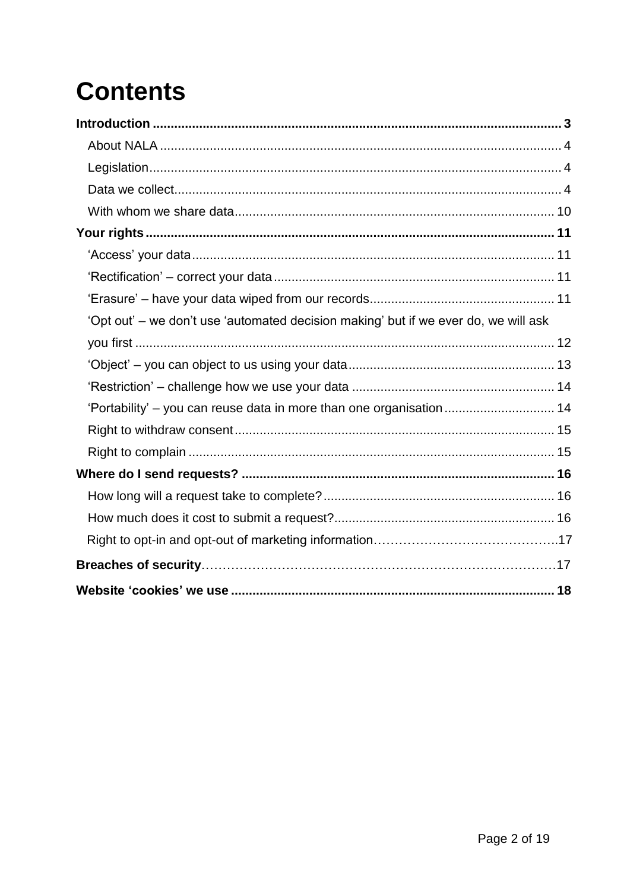# Contents

**Introduction** ................................................................................................................ **3**

- About NALA .............................................................................................................. 4
- Legislation................................................................................................................. 4
- Data we collect........................................................................................................... 4
- With whom we share data......................................................................................... 10

**Your rights** ................................................................................................................ **11**

- 'Access' your data..................................................................................................... 11
- 'Rectification' – correct your data .............................................................................. 11
- 'Erasure' – have your data wiped from our records.................................................... 11
- 'Opt out' – we don't use 'automated decision making' but if we ever do, we will ask you first ..................................................................................................................... 12
- 'Object' – you can object to us using your data.......................................................... 13
- 'Restriction' – challenge how we use your data ......................................................... 14
- 'Portability' – you can reuse data in more than one organisation............................... 14
- Right to withdraw consent......................................................................................... 15
- Right to complain ...................................................................................................... 15

**Where do I send requests?** ...................................................................................... **16**

- How long will a request take to complete?................................................................ 16
- How much does it cost to submit a request?............................................................. 16
- Right to opt-in and opt-out of marketing information……………………………………..17

**Breaches of security**………………………………………………………………………17

**Website 'cookies' we use** .......................................................................................... **18**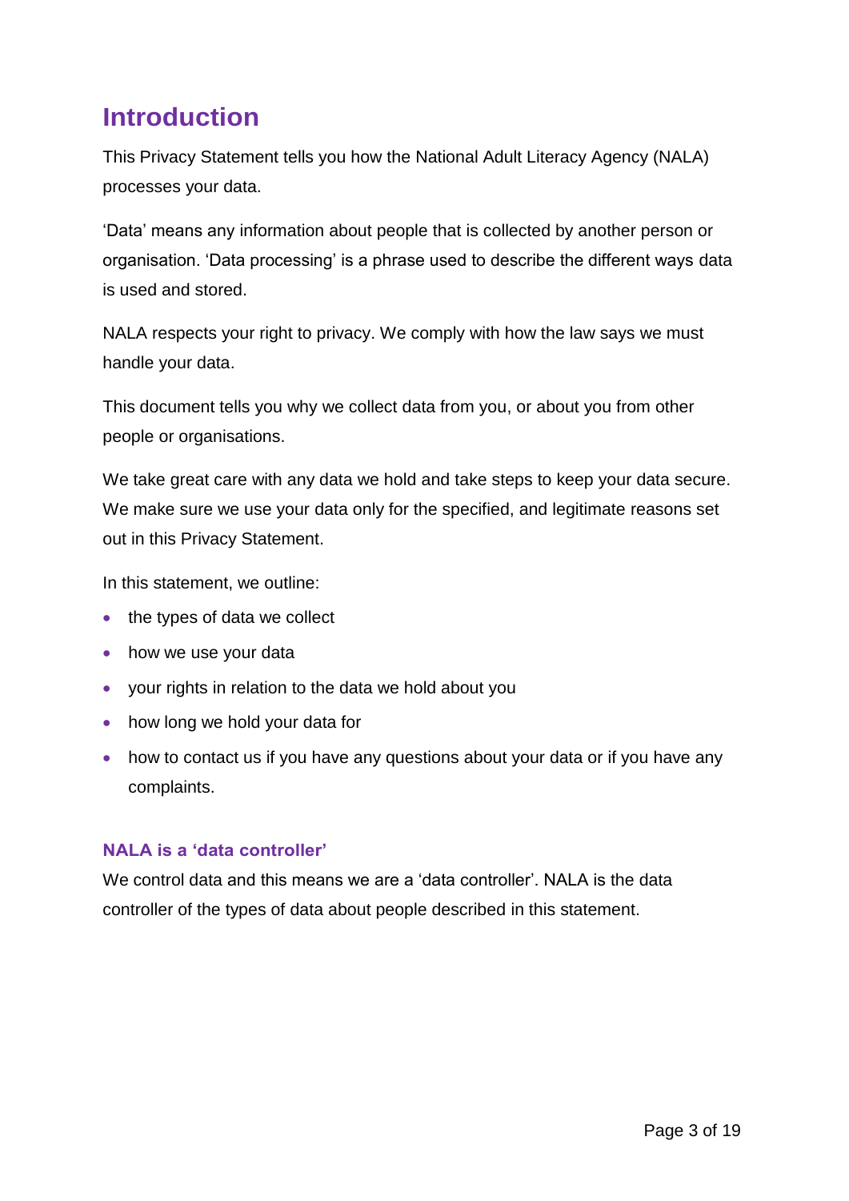# Introduction

This Privacy Statement tells you how the National Adult Literacy Agency (NALA) processes your data.

'Data' means any information about people that is collected by another person or organisation. 'Data processing' is a phrase used to describe the different ways data is used and stored.

NALA respects your right to privacy. We comply with how the law says we must handle your data.

This document tells you why we collect data from you, or about you from other people or organisations.

We take great care with any data we hold and take steps to keep your data secure. We make sure we use your data only for the specified, and legitimate reasons set out in this Privacy Statement.

In this statement, we outline:

- the types of data we collect
- how we use your data
- your rights in relation to the data we hold about you
- how long we hold your data for
- how to contact us if you have any questions about your data or if you have any complaints.

### NALA is a 'data controller'

We control data and this means we are a 'data controller'. NALA is the data controller of the types of data about people described in this statement.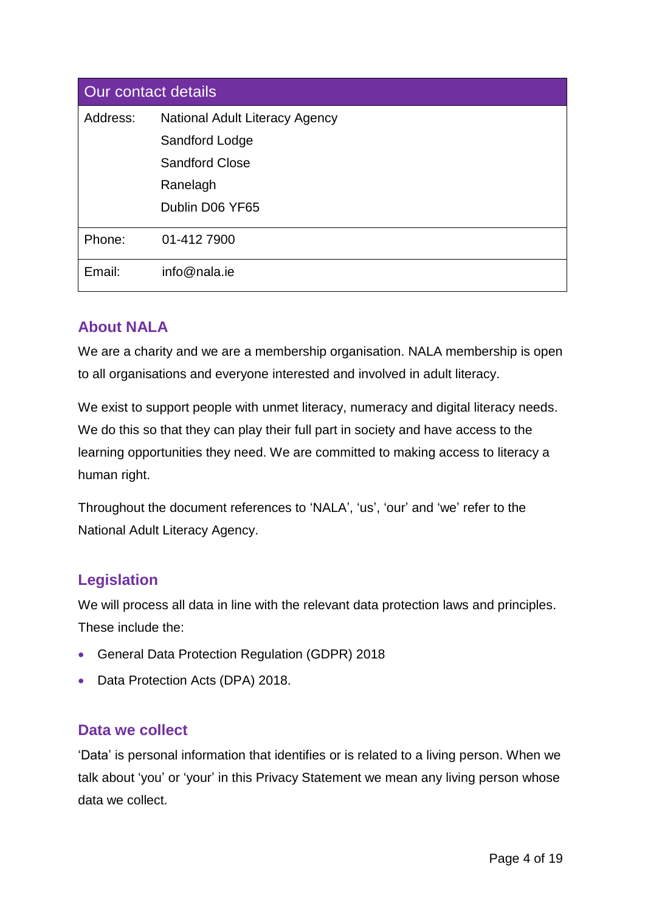| Our contact details | |
|---|---|
| Address: | National Adult Literacy Agency<br>Sandford Lodge<br>Sandford Close<br>Ranelagh<br>Dublin D06 YF65 |
| Phone: | 01-412 7900 |
| Email: | info@nala.ie |

## About NALA

We are a charity and we are a membership organisation. NALA membership is open to all organisations and everyone interested and involved in adult literacy.

We exist to support people with unmet literacy, numeracy and digital literacy needs. We do this so that they can play their full part in society and have access to the learning opportunities they need. We are committed to making access to literacy a human right.

Throughout the document references to 'NALA', 'us', 'our' and 'we' refer to the National Adult Literacy Agency.

## Legislation

We will process all data in line with the relevant data protection laws and principles. These include the:

- General Data Protection Regulation (GDPR) 2018
- Data Protection Acts (DPA) 2018.

## Data we collect

'Data' is personal information that identifies or is related to a living person. When we talk about 'you' or 'your' in this Privacy Statement we mean any living person whose data we collect.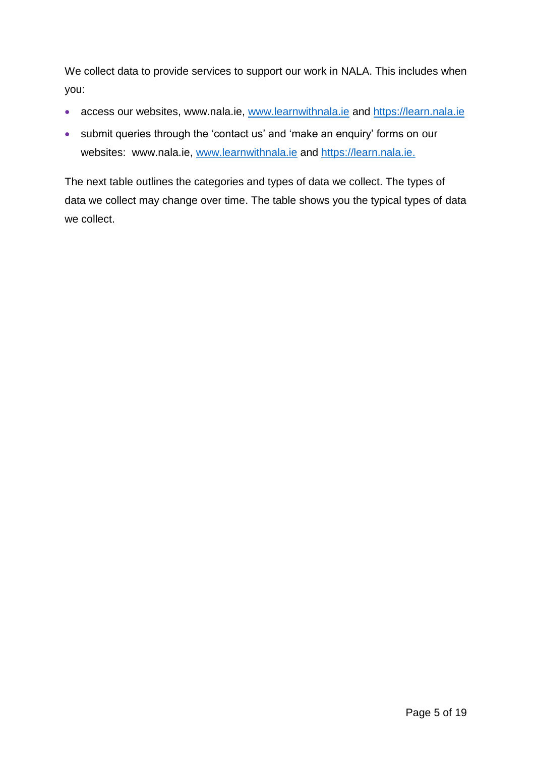We collect data to provide services to support our work in NALA. This includes when you:

- access our websites, www.nala.ie, [www.learnwithnala.ie](www.learnwithnala.ie) and [https://learn.nala.ie](https://learn.nala.ie)
- submit queries through the 'contact us' and 'make an enquiry' forms on our websites:  www.nala.ie, [www.learnwithnala.ie](www.learnwithnala.ie) and [https://learn.nala.ie.](https://learn.nala.ie)

The next table outlines the categories and types of data we collect. The types of data we collect may change over time. The table shows you the typical types of data we collect.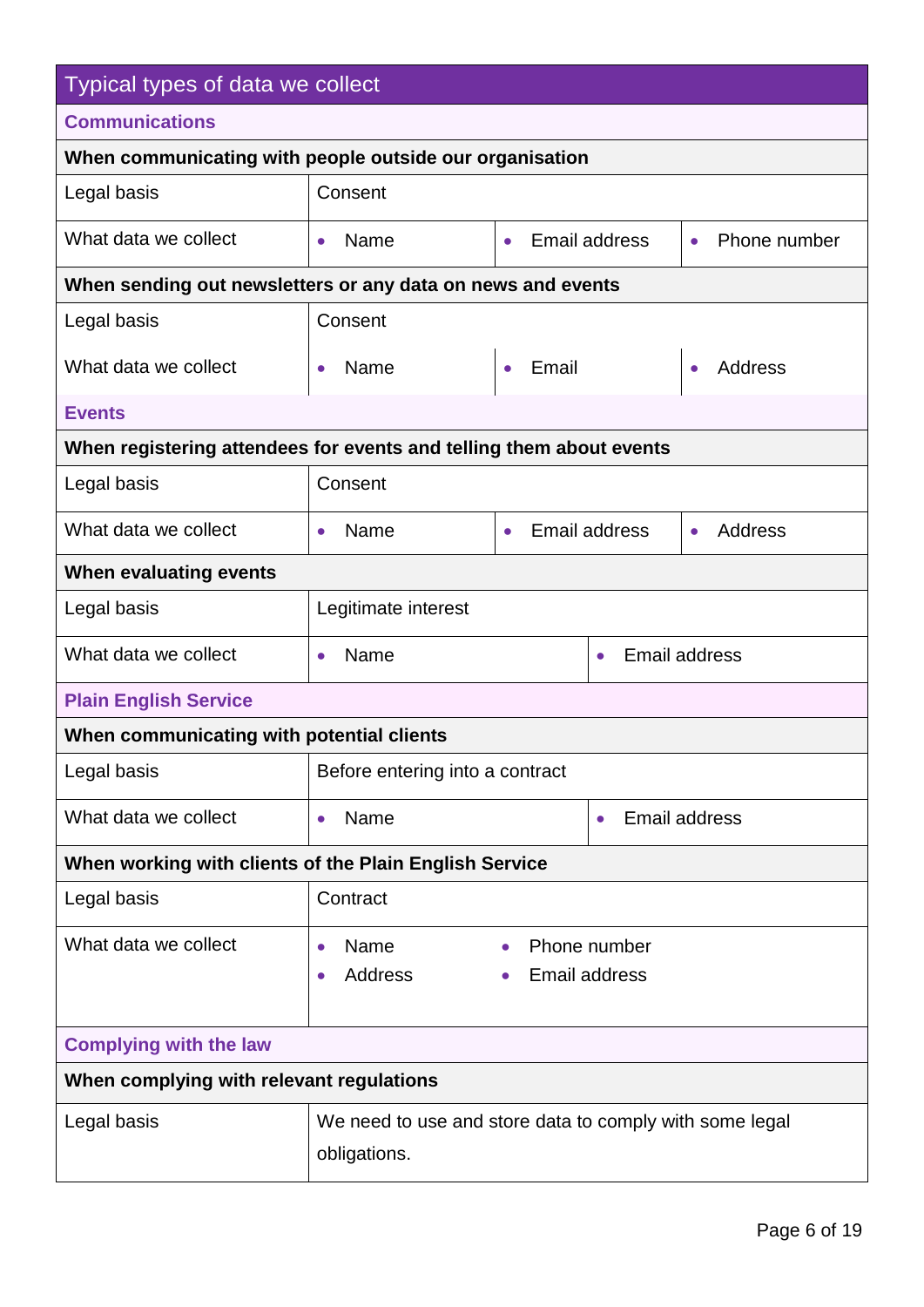| Typical types of data we collect | | | |
|---|---|---|---|
| **Communications** | | | |
| **When communicating with people outside our organisation** | | | |
| Legal basis | Consent | | |
| What data we collect | • Name | • Email address | • Phone number |
| **When sending out newsletters or any data on news and events** | | | |
| Legal basis | Consent | | |
| What data we collect | • Name | • Email | • Address |
| **Events** | | | |
| **When registering attendees for events and telling them about events** | | | |
| Legal basis | Consent | | |
| What data we collect | • Name | • Email address | • Address |
| **When evaluating events** | | | |
| Legal basis | Legitimate interest | | |
| What data we collect | • Name | • Email address | |
| **Plain English Service** | | | |
| **When communicating with potential clients** | | | |
| Legal basis | Before entering into a contract | | |
| What data we collect | • Name | • Email address | |
| **When working with clients of the Plain English Service** | | | |
| Legal basis | Contract | | |
| What data we collect | • Name<br>• Address | • Phone number<br>• Email address | |
| **Complying with the law** | | | |
| **When complying with relevant regulations** | | | |
| Legal basis | We need to use and store data to comply with some legal obligations. | | |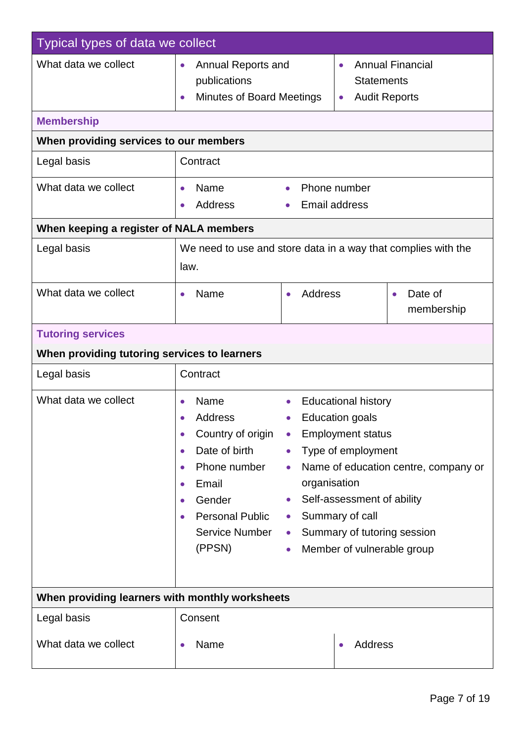| Typical types of data we collect | |
|---|---|
| What data we collect | • Annual Reports and publications<br>• Minutes of Board Meetings<br>• Annual Financial Statements<br>• Audit Reports |
| **Membership** | |
| **When providing services to our members** | |
| Legal basis | Contract |
| What data we collect | • Name<br>• Address<br>• Phone number<br>• Email address |
| **When keeping a register of NALA members** | |
| Legal basis | We need to use and store data in a way that complies with the law. |
| What data we collect | • Name<br>• Address<br>• Date of membership |
| **Tutoring services** | |
| **When providing tutoring services to learners** | |
| Legal basis | Contract |
| What data we collect | • Name<br>• Address<br>• Country of origin<br>• Date of birth<br>• Phone number<br>• Email<br>• Gender<br>• Personal Public Service Number (PPSN)<br>• Educational history<br>• Education goals<br>• Employment status<br>• Type of employment<br>• Name of education centre, company or organisation<br>• Self-assessment of ability<br>• Summary of call<br>• Summary of tutoring session<br>• Member of vulnerable group |
| **When providing learners with monthly worksheets** | |
| Legal basis | Consent |
| What data we collect | • Name<br>• Address |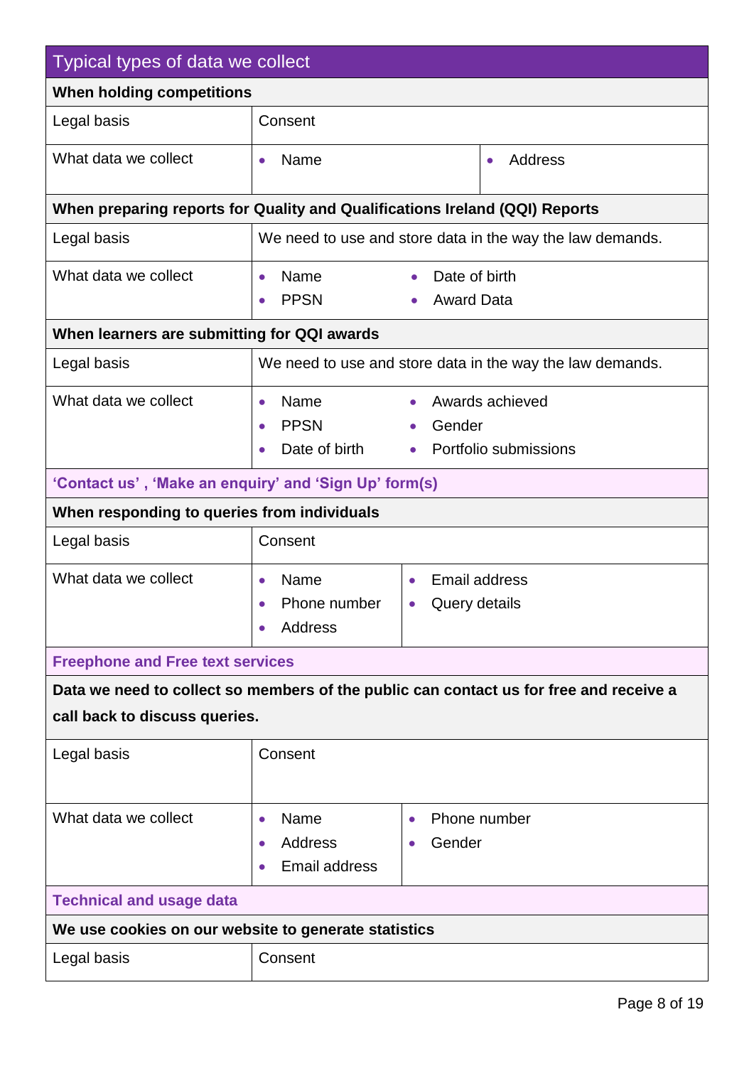| Typical types of data we collect | |
|---|---|
| **When holding competitions** | |
| Legal basis | Consent |
| What data we collect | • Name<br>• Address |
| **When preparing reports for Quality and Qualifications Ireland (QQI) Reports** | |
| Legal basis | We need to use and store data in the way the law demands. |
| What data we collect | • Name<br>• PPSN<br>• Date of birth<br>• Award Data |
| **When learners are submitting for QQI awards** | |
| Legal basis | We need to use and store data in the way the law demands. |
| What data we collect | • Name<br>• PPSN<br>• Date of birth<br>• Awards achieved<br>• Gender<br>• Portfolio submissions |
| **'Contact us' , 'Make an enquiry' and 'Sign Up' form(s)** | |
| **When responding to queries from individuals** | |
| Legal basis | Consent |
| What data we collect | • Name<br>• Phone number<br>• Address<br>• Email address<br>• Query details |
| **Freephone and Free text services** | |
| **Data we need to collect so members of the public can contact us for free and receive a call back to discuss queries.** | |
| Legal basis | Consent |
| What data we collect | • Name<br>• Address<br>• Email address<br>• Phone number<br>• Gender |
| **Technical and usage data** | |
| **We use cookies on our website to generate statistics** | |
| Legal basis | Consent |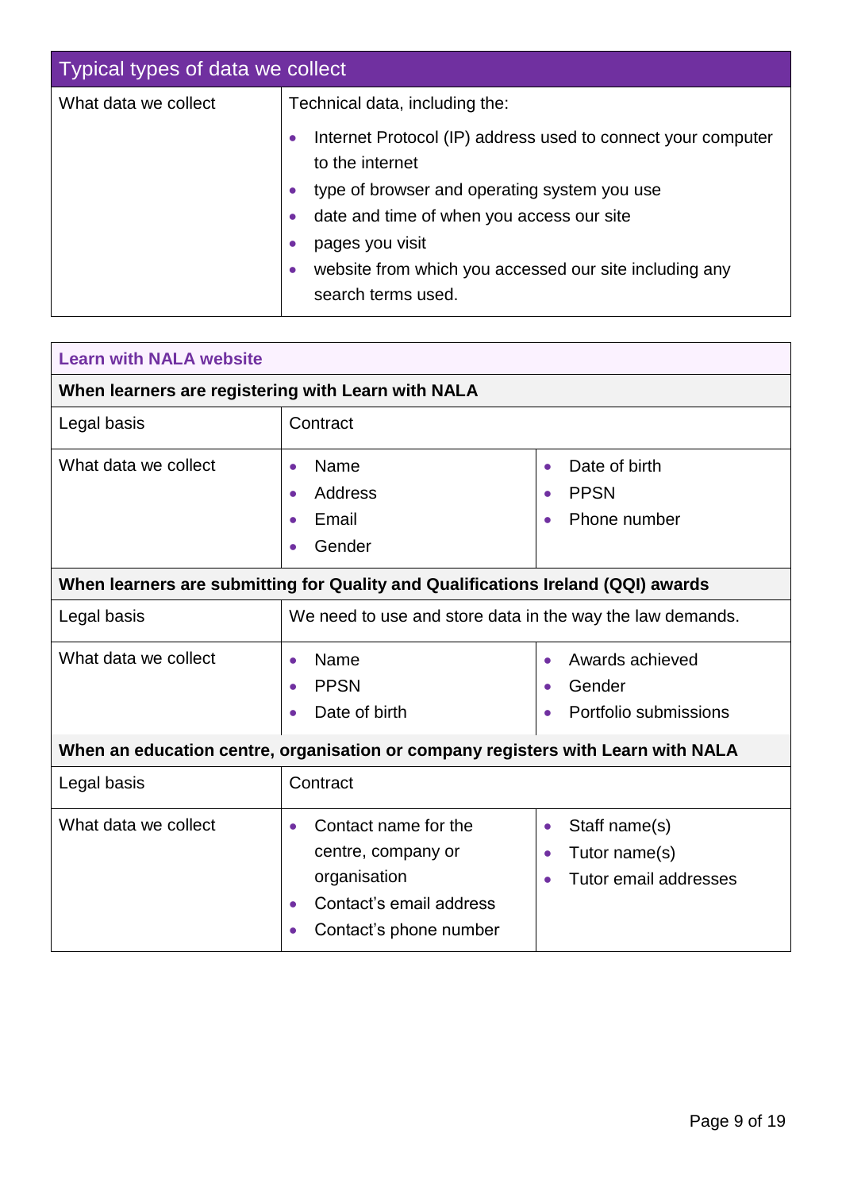| Typical types of data we collect | |
|---|---|
| What data we collect | Technical data, including the:<br>• Internet Protocol (IP) address used to connect your computer to the internet<br>• type of browser and operating system you use<br>• date and time of when you access our site<br>• pages you visit<br>• website from which you accessed our site including any search terms used. |

| **Learn with NALA website** | | |
|---|---|---|
| **When learners are registering with Learn with NALA** | | |
| Legal basis | Contract | |
| What data we collect | • Name<br>• Address<br>• Email<br>• Gender | • Date of birth<br>• PPSN<br>• Phone number |
| **When learners are submitting for Quality and Qualifications Ireland (QQI) awards** | | |
| Legal basis | We need to use and store data in the way the law demands. | |
| What data we collect | • Name<br>• PPSN<br>• Date of birth | • Awards achieved<br>• Gender<br>• Portfolio submissions |
| **When an education centre, organisation or company registers with Learn with NALA** | | |
| Legal basis | Contract | |
| What data we collect | • Contact name for the centre, company or organisation<br>• Contact's email address<br>• Contact's phone number | • Staff name(s)<br>• Tutor name(s)<br>• Tutor email addresses |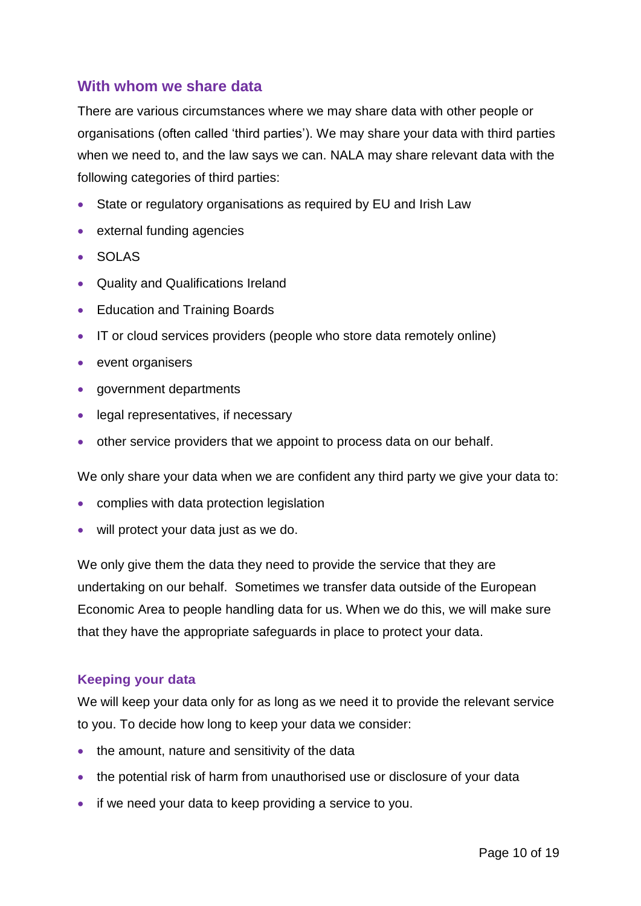## With whom we share data

There are various circumstances where we may share data with other people or organisations (often called 'third parties'). We may share your data with third parties when we need to, and the law says we can. NALA may share relevant data with the following categories of third parties:

- State or regulatory organisations as required by EU and Irish Law
- external funding agencies
- SOLAS
- Quality and Qualifications Ireland
- Education and Training Boards
- IT or cloud services providers (people who store data remotely online)
- event organisers
- government departments
- legal representatives, if necessary
- other service providers that we appoint to process data on our behalf.

We only share your data when we are confident any third party we give your data to:

- complies with data protection legislation
- will protect your data just as we do.

We only give them the data they need to provide the service that they are undertaking on our behalf. Sometimes we transfer data outside of the European Economic Area to people handling data for us. When we do this, we will make sure that they have the appropriate safeguards in place to protect your data.

### Keeping your data

We will keep your data only for as long as we need it to provide the relevant service to you. To decide how long to keep your data we consider:

- the amount, nature and sensitivity of the data
- the potential risk of harm from unauthorised use or disclosure of your data
- if we need your data to keep providing a service to you.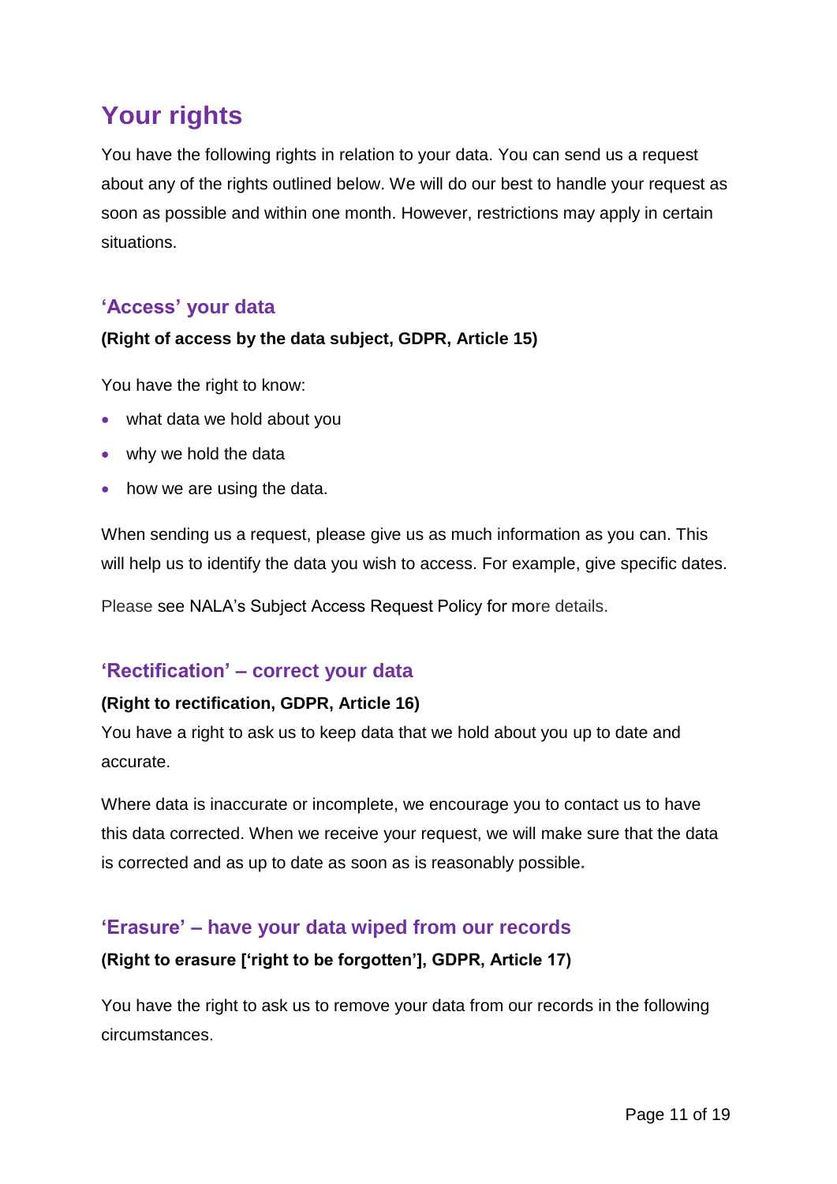# Your rights

You have the following rights in relation to your data. You can send us a request about any of the rights outlined below. We will do our best to handle your request as soon as possible and within one month. However, restrictions may apply in certain situations.

## 'Access' your data

**(Right of access by the data subject, GDPR, Article 15)**

You have the right to know:

- what data we hold about you
- why we hold the data
- how we are using the data.

When sending us a request, please give us as much information as you can. This will help us to identify the data you wish to access. For example, give specific dates.

Please see NALA's Subject Access Request Policy for more details.

## 'Rectification' – correct your data

**(Right to rectification, GDPR, Article 16)**

You have a right to ask us to keep data that we hold about you up to date and accurate.

Where data is inaccurate or incomplete, we encourage you to contact us to have this data corrected. When we receive your request, we will make sure that the data is corrected and as up to date as soon as is reasonably possible.

## 'Erasure' – have your data wiped from our records

**(Right to erasure ['right to be forgotten'], GDPR, Article 17)**

You have the right to ask us to remove your data from our records in the following circumstances.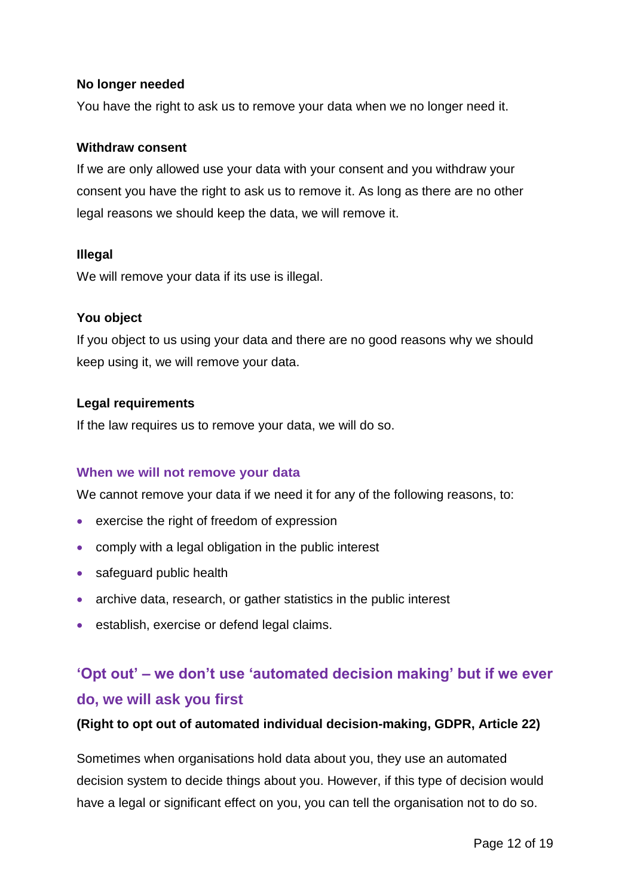**No longer needed**

You have the right to ask us to remove your data when we no longer need it.

**Withdraw consent**

If we are only allowed use your data with your consent and you withdraw your consent you have the right to ask us to remove it. As long as there are no other legal reasons we should keep the data, we will remove it.

**Illegal**

We will remove your data if its use is illegal.

**You object**

If you object to us using your data and there are no good reasons why we should keep using it, we will remove your data.

**Legal requirements**

If the law requires us to remove your data, we will do so.

### When we will not remove your data

We cannot remove your data if we need it for any of the following reasons, to:

- exercise the right of freedom of expression
- comply with a legal obligation in the public interest
- safeguard public health
- archive data, research, or gather statistics in the public interest
- establish, exercise or defend legal claims.

## 'Opt out' – we don't use 'automated decision making' but if we ever do, we will ask you first

**(Right to opt out of automated individual decision-making, GDPR, Article 22)**

Sometimes when organisations hold data about you, they use an automated decision system to decide things about you. However, if this type of decision would have a legal or significant effect on you, you can tell the organisation not to do so.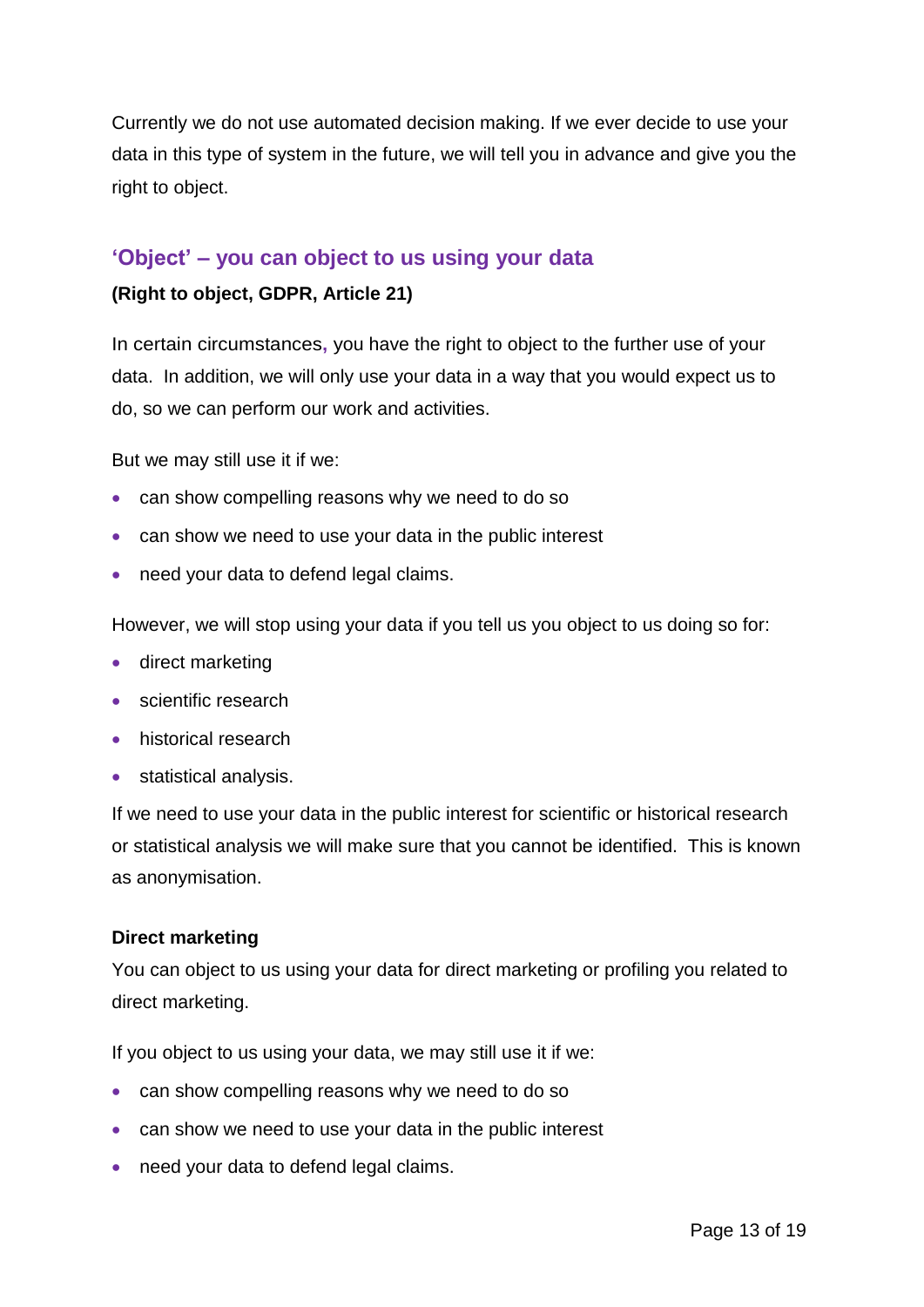Currently we do not use automated decision making. If we ever decide to use your data in this type of system in the future, we will tell you in advance and give you the right to object.

## 'Object' – you can object to us using your data

**(Right to object, GDPR, Article 21)**

In certain circumstances, you have the right to object to the further use of your data. In addition, we will only use your data in a way that you would expect us to do, so we can perform our work and activities.

But we may still use it if we:

- can show compelling reasons why we need to do so
- can show we need to use your data in the public interest
- need your data to defend legal claims.

However, we will stop using your data if you tell us you object to us doing so for:

- direct marketing
- scientific research
- historical research
- statistical analysis.

If we need to use your data in the public interest for scientific or historical research or statistical analysis we will make sure that you cannot be identified. This is known as anonymisation.

**Direct marketing**

You can object to us using your data for direct marketing or profiling you related to direct marketing.

If you object to us using your data, we may still use it if we:

- can show compelling reasons why we need to do so
- can show we need to use your data in the public interest
- need your data to defend legal claims.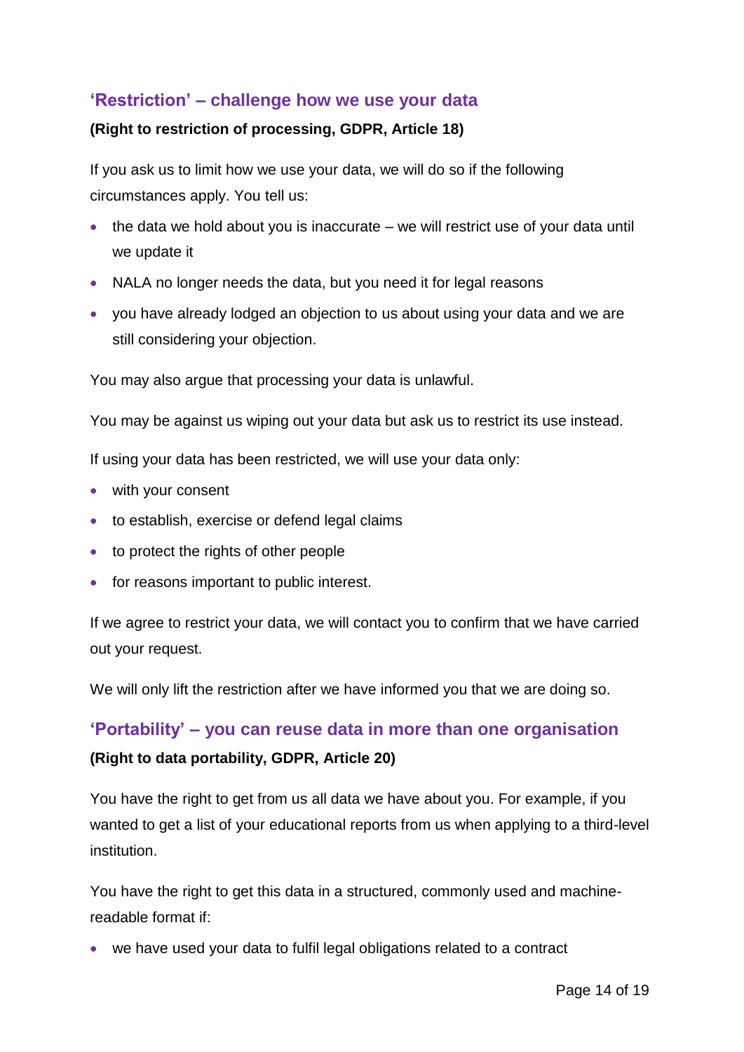## 'Restriction' – challenge how we use your data

**(Right to restriction of processing, GDPR, Article 18)**

If you ask us to limit how we use your data, we will do so if the following circumstances apply. You tell us:

- the data we hold about you is inaccurate – we will restrict use of your data until we update it
- NALA no longer needs the data, but you need it for legal reasons
- you have already lodged an objection to us about using your data and we are still considering your objection.

You may also argue that processing your data is unlawful.

You may be against us wiping out your data but ask us to restrict its use instead.

If using your data has been restricted, we will use your data only:

- with your consent
- to establish, exercise or defend legal claims
- to protect the rights of other people
- for reasons important to public interest.

If we agree to restrict your data, we will contact you to confirm that we have carried out your request.

We will only lift the restriction after we have informed you that we are doing so.

## 'Portability' – you can reuse data in more than one organisation

**(Right to data portability, GDPR, Article 20)**

You have the right to get from us all data we have about you. For example, if you wanted to get a list of your educational reports from us when applying to a third-level institution.

You have the right to get this data in a structured, commonly used and machine-readable format if:

- we have used your data to fulfil legal obligations related to a contract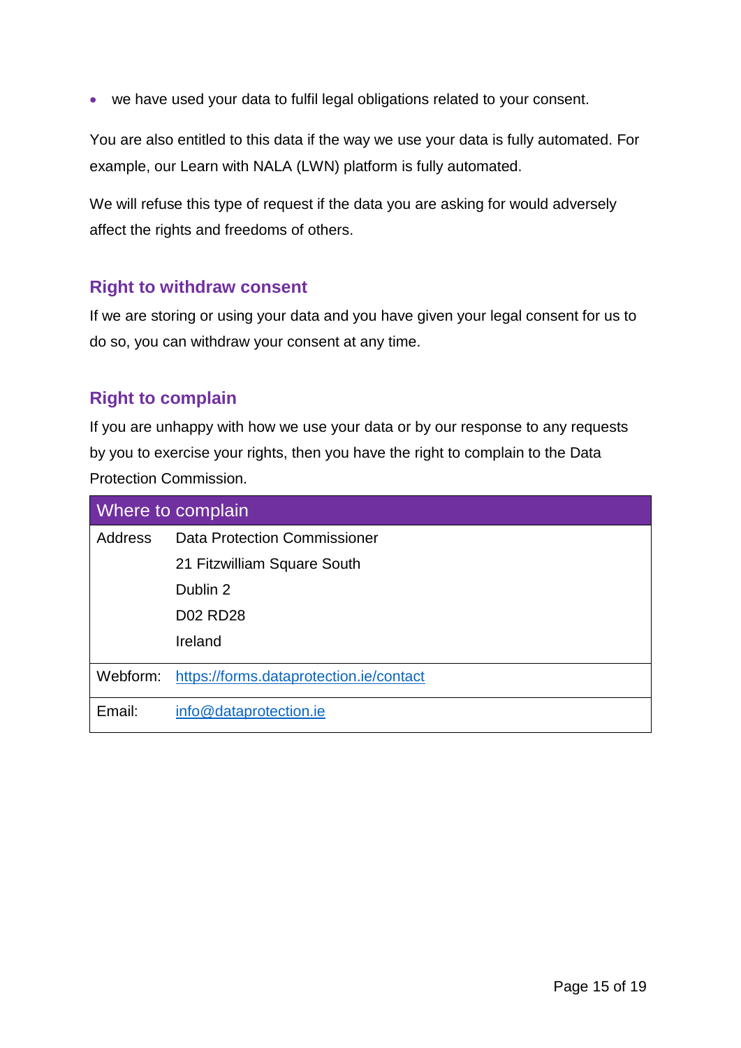- we have used your data to fulfil legal obligations related to your consent.

You are also entitled to this data if the way we use your data is fully automated. For example, our Learn with NALA (LWN) platform is fully automated.

We will refuse this type of request if the data you are asking for would adversely affect the rights and freedoms of others.

## Right to withdraw consent

If we are storing or using your data and you have given your legal consent for us to do so, you can withdraw your consent at any time.

## Right to complain

If you are unhappy with how we use your data or by our response to any requests by you to exercise your rights, then you have the right to complain to the Data Protection Commission.

| Where to complain | |
|---|---|
| Address | Data Protection Commissioner<br>21 Fitzwilliam Square South<br>Dublin 2<br>D02 RD28<br>Ireland |
| Webform: | https://forms.dataprotection.ie/contact |
| Email: | info@dataprotection.ie |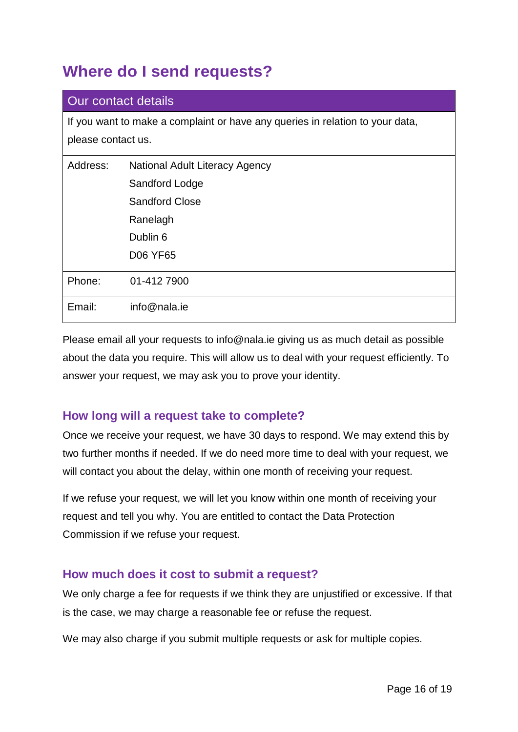# Where do I send requests?

| Our contact details | |
|---|---|
| If you want to make a complaint or have any queries in relation to your data, please contact us. | |
| Address: | National Adult Literacy Agency<br>Sandford Lodge<br>Sandford Close<br>Ranelagh<br>Dublin 6<br>D06 YF65 |
| Phone: | 01-412 7900 |
| Email: | info@nala.ie |

Please email all your requests to info@nala.ie giving us as much detail as possible about the data you require. This will allow us to deal with your request efficiently. To answer your request, we may ask you to prove your identity.

## How long will a request take to complete?

Once we receive your request, we have 30 days to respond. We may extend this by two further months if needed. If we do need more time to deal with your request, we will contact you about the delay, within one month of receiving your request.

If we refuse your request, we will let you know within one month of receiving your request and tell you why. You are entitled to contact the Data Protection Commission if we refuse your request.

## How much does it cost to submit a request?

We only charge a fee for requests if we think they are unjustified or excessive. If that is the case, we may charge a reasonable fee or refuse the request.

We may also charge if you submit multiple requests or ask for multiple copies.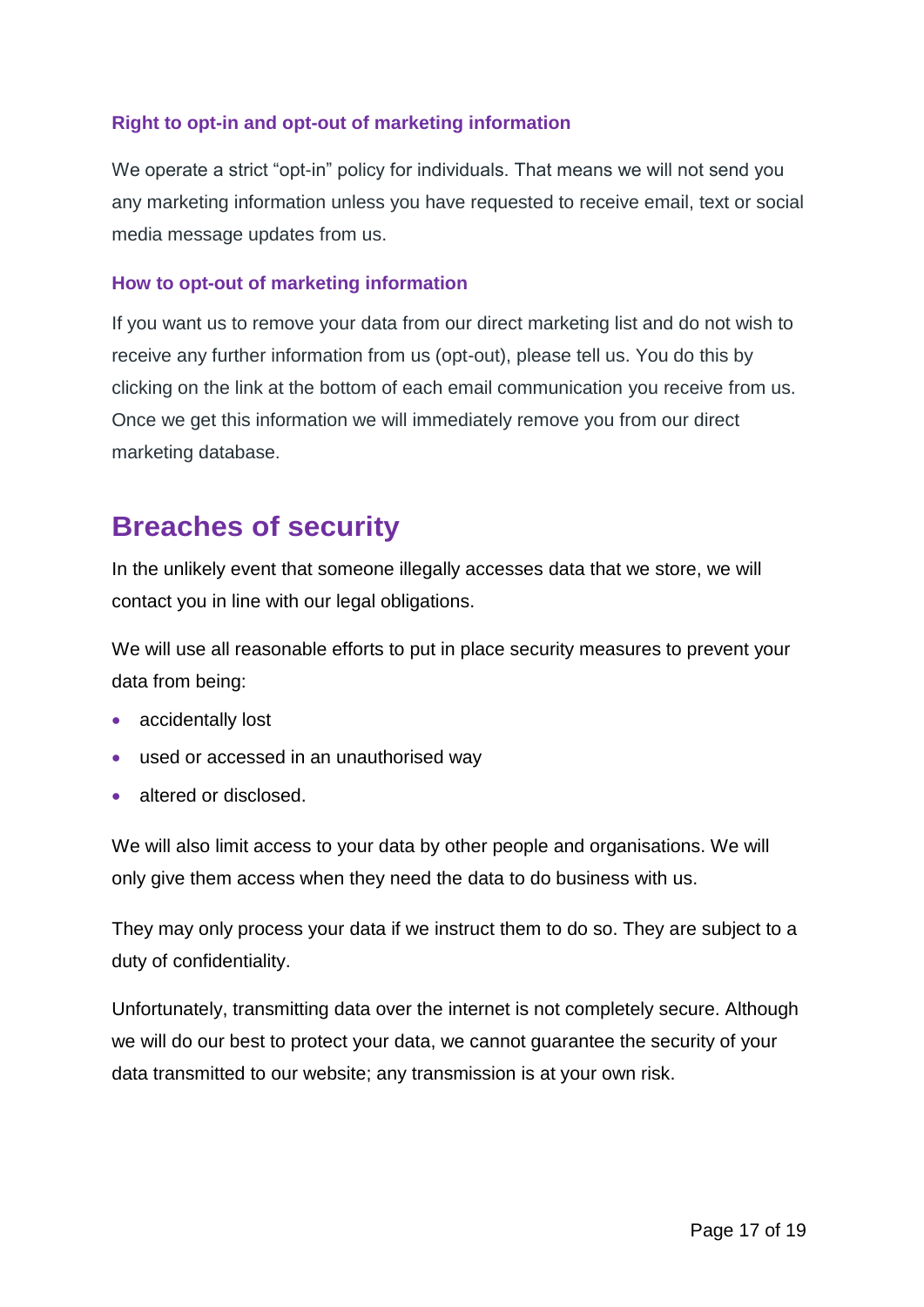### Right to opt-in and opt-out of marketing information

We operate a strict "opt-in" policy for individuals. That means we will not send you any marketing information unless you have requested to receive email, text or social media message updates from us.

### How to opt-out of marketing information

If you want us to remove your data from our direct marketing list and do not wish to receive any further information from us (opt-out), please tell us. You do this by clicking on the link at the bottom of each email communication you receive from us. Once we get this information we will immediately remove you from our direct marketing database.

## Breaches of security

In the unlikely event that someone illegally accesses data that we store, we will contact you in line with our legal obligations.

We will use all reasonable efforts to put in place security measures to prevent your data from being:

- accidentally lost
- used or accessed in an unauthorised way
- altered or disclosed.

We will also limit access to your data by other people and organisations. We will only give them access when they need the data to do business with us.

They may only process your data if we instruct them to do so. They are subject to a duty of confidentiality.

Unfortunately, transmitting data over the internet is not completely secure. Although we will do our best to protect your data, we cannot guarantee the security of your data transmitted to our website; any transmission is at your own risk.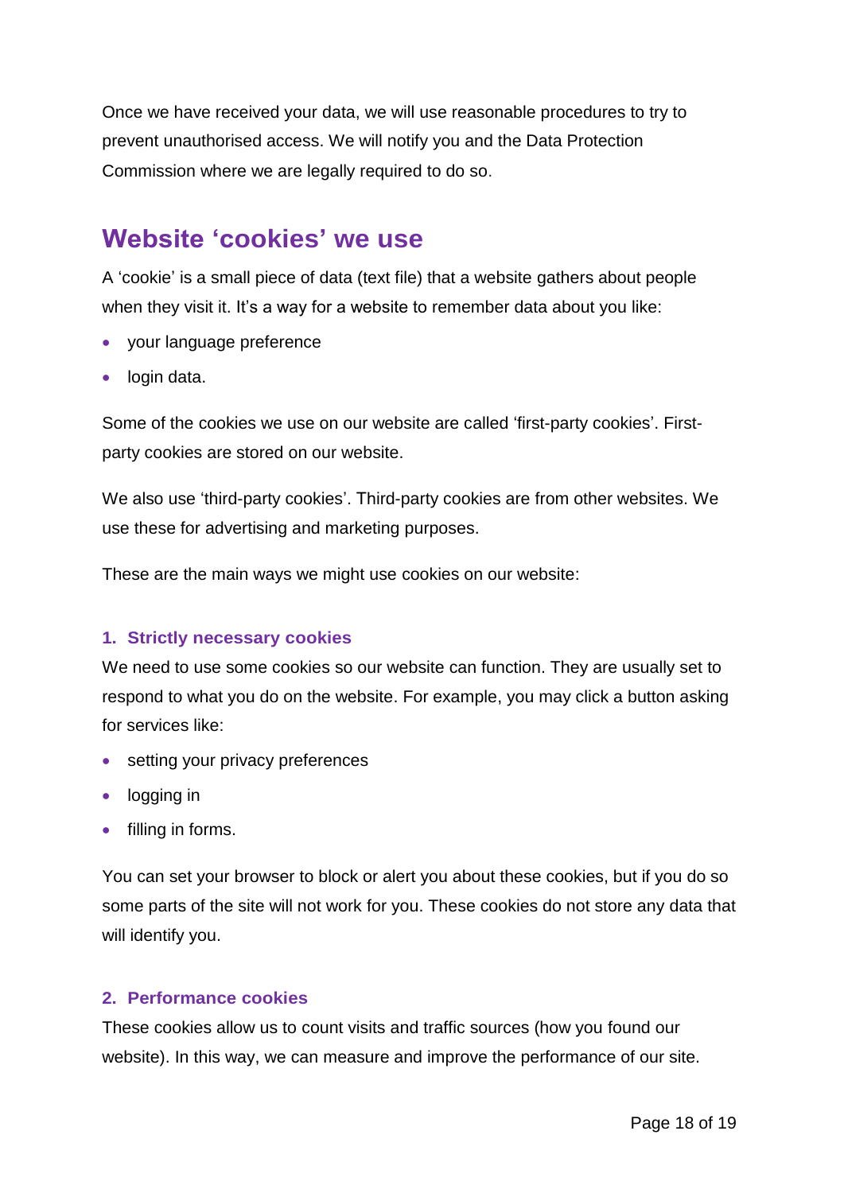Once we have received your data, we will use reasonable procedures to try to prevent unauthorised access. We will notify you and the Data Protection Commission where we are legally required to do so.

## Website 'cookies' we use

A 'cookie' is a small piece of data (text file) that a website gathers about people when they visit it. It's a way for a website to remember data about you like:

- your language preference
- login data.

Some of the cookies we use on our website are called 'first-party cookies'. First-party cookies are stored on our website.

We also use 'third-party cookies'. Third-party cookies are from other websites. We use these for advertising and marketing purposes.

These are the main ways we might use cookies on our website:

### 1. Strictly necessary cookies

We need to use some cookies so our website can function. They are usually set to respond to what you do on the website. For example, you may click a button asking for services like:

- setting your privacy preferences
- logging in
- filling in forms.

You can set your browser to block or alert you about these cookies, but if you do so some parts of the site will not work for you. These cookies do not store any data that will identify you.

### 2. Performance cookies

These cookies allow us to count visits and traffic sources (how you found our website). In this way, we can measure and improve the performance of our site.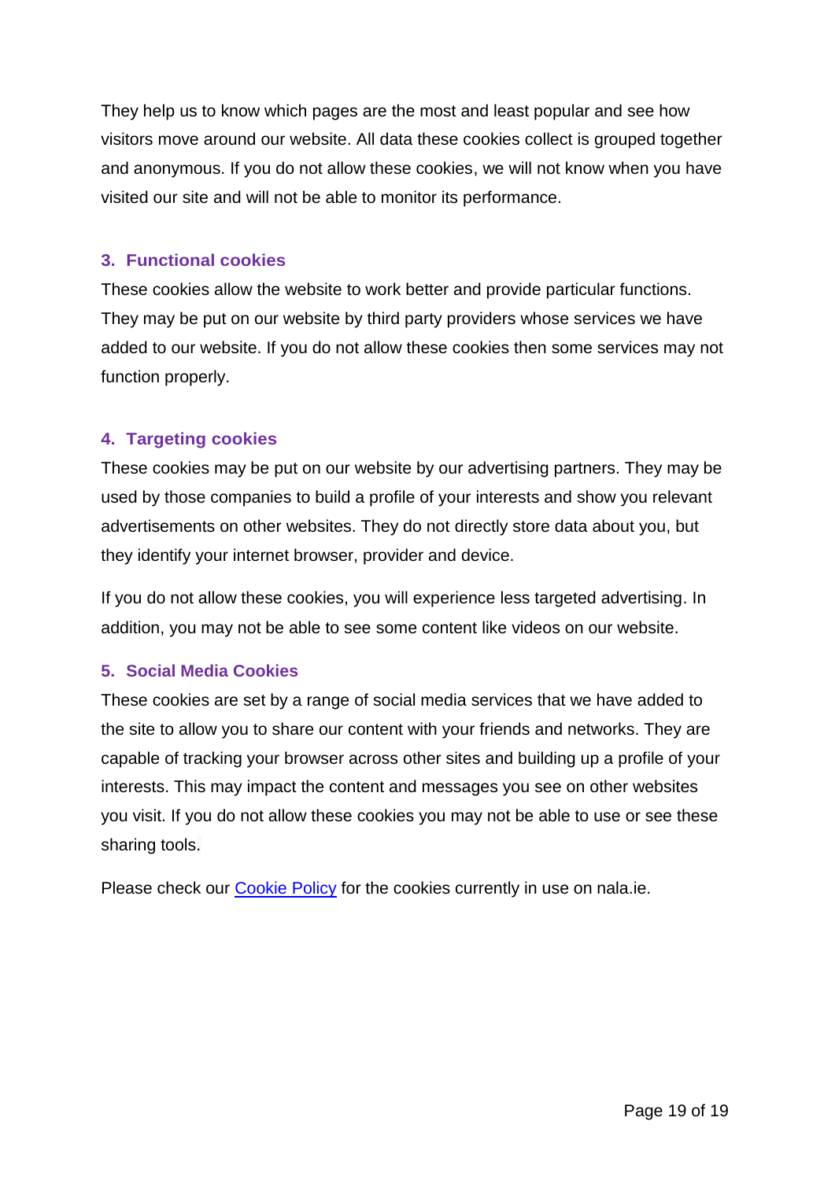They help us to know which pages are the most and least popular and see how visitors move around our website. All data these cookies collect is grouped together and anonymous. If you do not allow these cookies, we will not know when you have visited our site and will not be able to monitor its performance.

### 3. Functional cookies

These cookies allow the website to work better and provide particular functions. They may be put on our website by third party providers whose services we have added to our website. If you do not allow these cookies then some services may not function properly.

### 4. Targeting cookies

These cookies may be put on our website by our advertising partners. They may be used by those companies to build a profile of your interests and show you relevant advertisements on other websites. They do not directly store data about you, but they identify your internet browser, provider and device.

If you do not allow these cookies, you will experience less targeted advertising. In addition, you may not be able to see some content like videos on our website.

### 5. Social Media Cookies

These cookies are set by a range of social media services that we have added to the site to allow you to share our content with your friends and networks. They are capable of tracking your browser across other sites and building up a profile of your interests. This may impact the content and messages you see on other websites you visit. If you do not allow these cookies you may not be able to use or see these sharing tools.

Please check our Cookie Policy for the cookies currently in use on nala.ie.